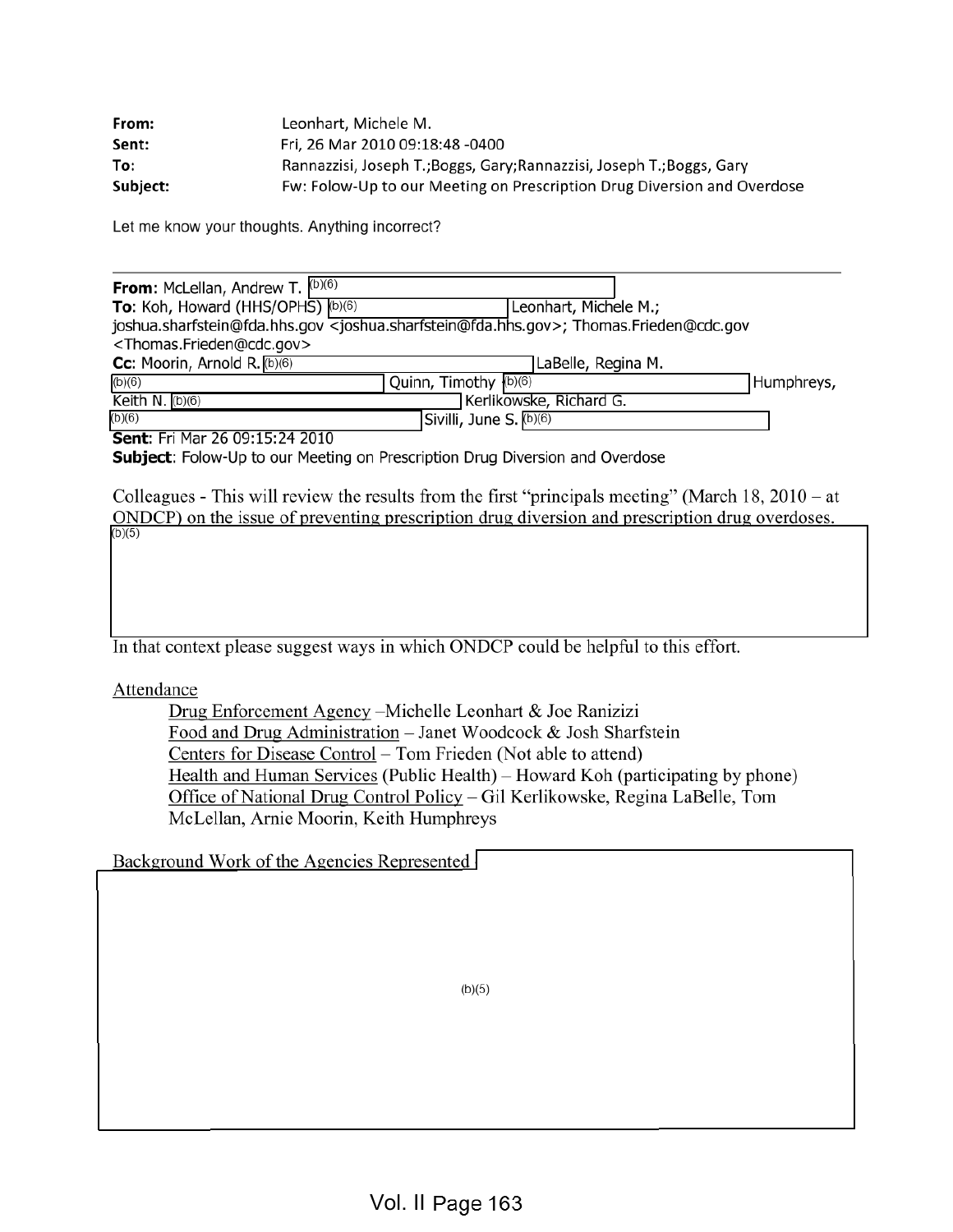**From:** Leonhart, Michele M.
**Sent:** Fri, 26 Mar 2010 09:18:48 -0400
**To:** Rannazzisi, Joseph T.;Boggs, Gary;Rannazzisi, Joseph T.;Boggs, Gary
**Subject:** Fw: Folow-Up to our Meeting on Prescription Drug Diversion and Overdose

Let me know your thoughts. Anything incorrect?

---

**From:** McLellan, Andrew T. (b)(6)
**To:** Koh, Howard (HHS/OPHS) (b)(6) Leonhart, Michele M.; joshua.sharfstein@fda.hhs.gov <joshua.sharfstein@fda.hhs.gov>; Thomas.Frieden@cdc.gov <Thomas.Frieden@cdc.gov>
**Cc:** Moorin, Arnold R. (b)(6) LaBelle, Regina M. (b)(6) Quinn, Timothy (b)(6) Humphreys, Keith N. (b)(6) Kerlikowske, Richard G. (b)(6) Sivilli, June S. (b)(6)
**Sent:** Fri Mar 26 09:15:24 2010
**Subject:** Folow-Up to our Meeting on Prescription Drug Diversion and Overdose

Colleagues - This will review the results from the first "principals meeting" (March 18, 2010 – at ONDCP) on the issue of preventing prescription drug diversion and prescription drug overdoses.

(b)(5)

In that context please suggest ways in which ONDCP could be helpful to this effort.

Attendance

- Drug Enforcement Agency –Michelle Leonhart & Joe Ranizizi
- Food and Drug Administration – Janet Woodcock & Josh Sharfstein
- Centers for Disease Control – Tom Frieden (Not able to attend)
- Health and Human Services (Public Health) – Howard Koh (participating by phone)
- Office of National Drug Control Policy – Gil Kerlikowske, Regina LaBelle, Tom McLellan, Arnie Moorin, Keith Humphreys

Background Work of the Agencies Represented

(b)(5)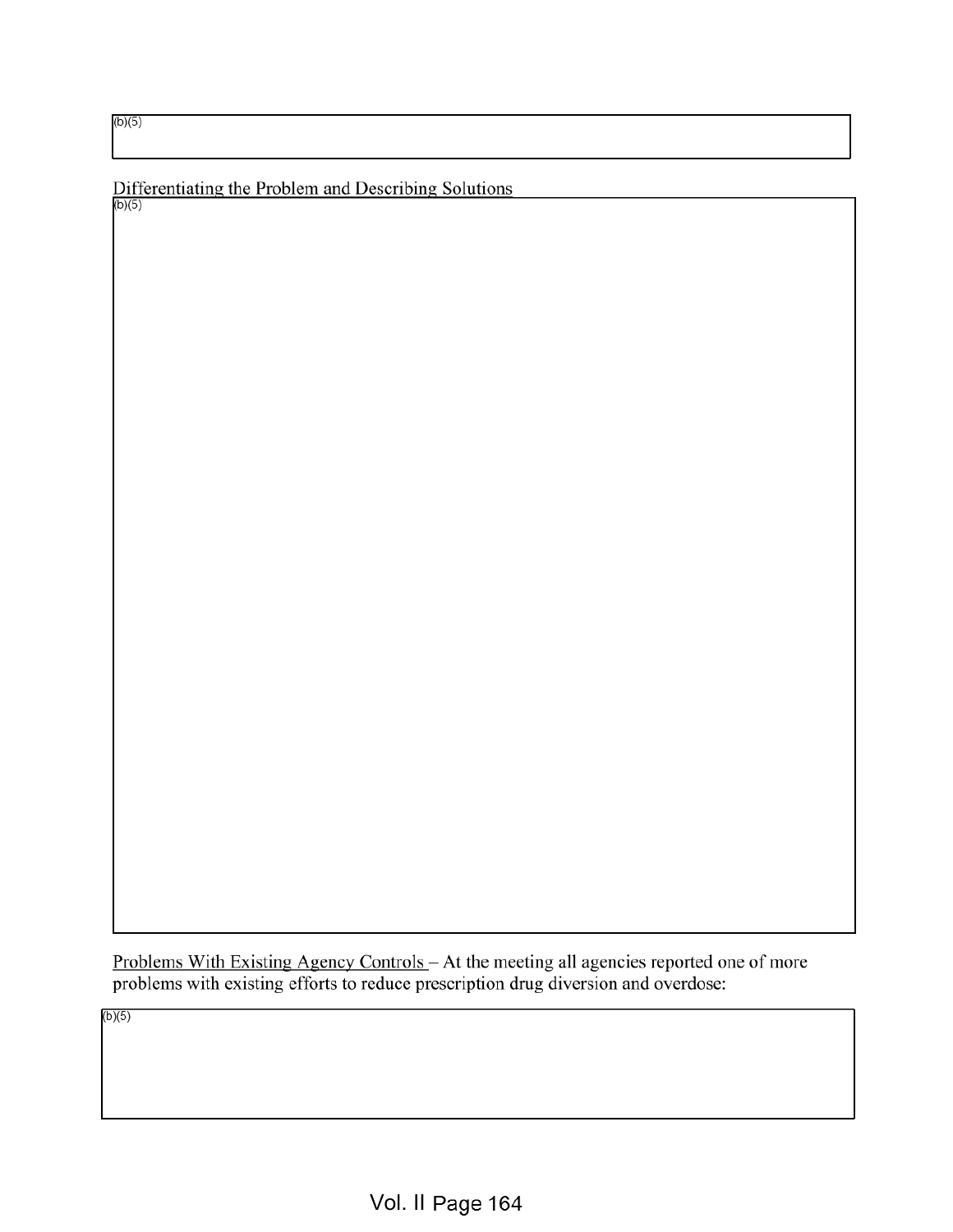(b)(5)

Differentiating the Problem and Describing Solutions

(b)(5)

Problems With Existing Agency Controls – At the meeting all agencies reported one of more problems with existing efforts to reduce prescription drug diversion and overdose:

(b)(5)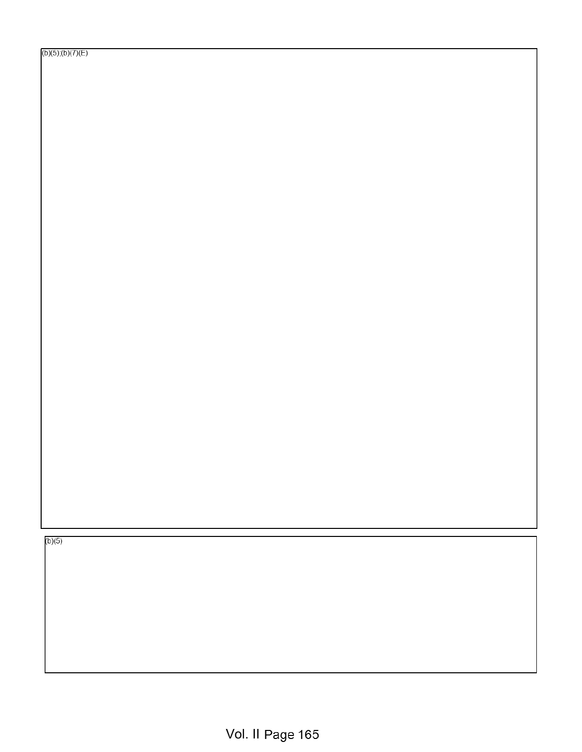(b)(5);(b)(7)(E)

(b)(5)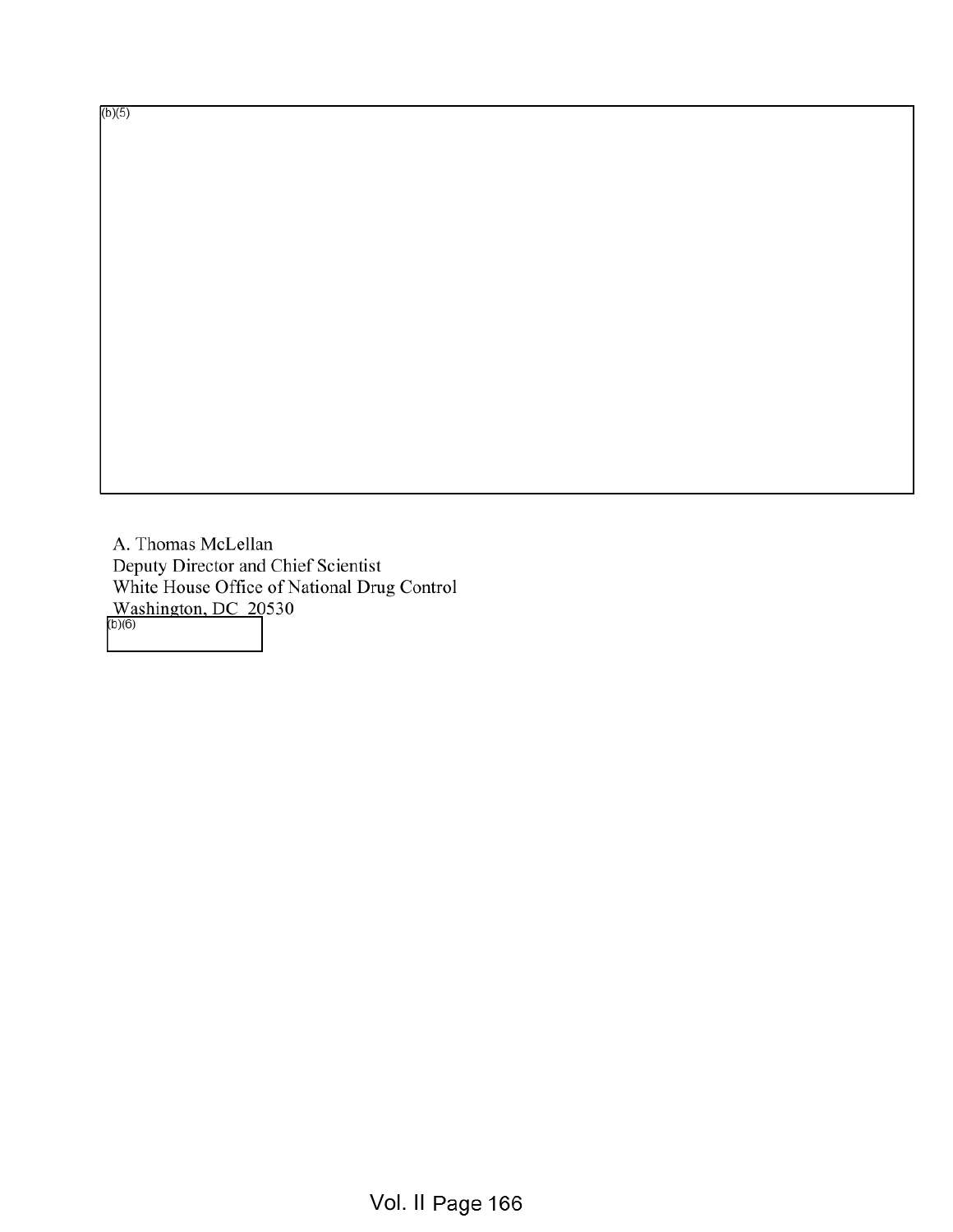(b)(5)

A. Thomas McLellan
Deputy Director and Chief Scientist
White House Office of National Drug Control
Washington, DC 20530
(b)(6)